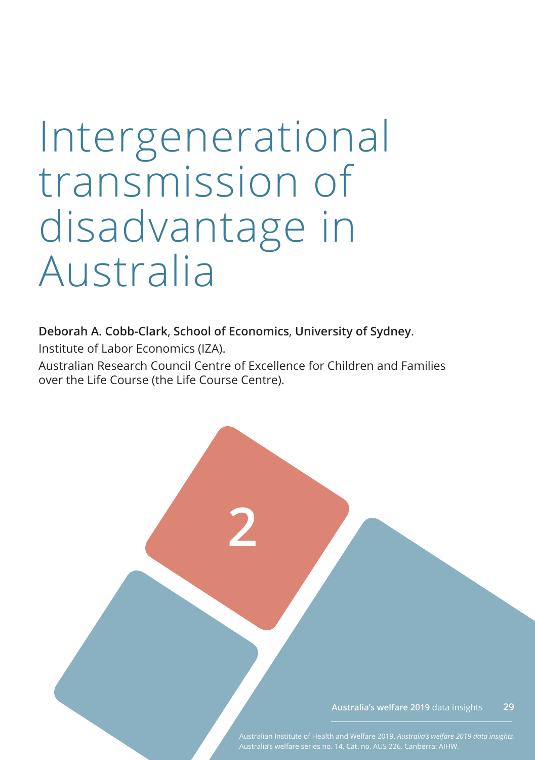# Intergenerational transmission of disadvantage in Australia

**Deborah A. Cobb-Clark, School of Economics, University of Sydney**.

Institute of Labor Economics (IZA).

Australian Research Council Centre of Excellence for Children and Families over the Life Course (the Life Course Centre).

2

Australian Institute of Health and Welfare 2019. *Australia's welfare 2019 data insights*. Australia's welfare series no. 14. Cat. no. AUS 226. Canberra: AIHW.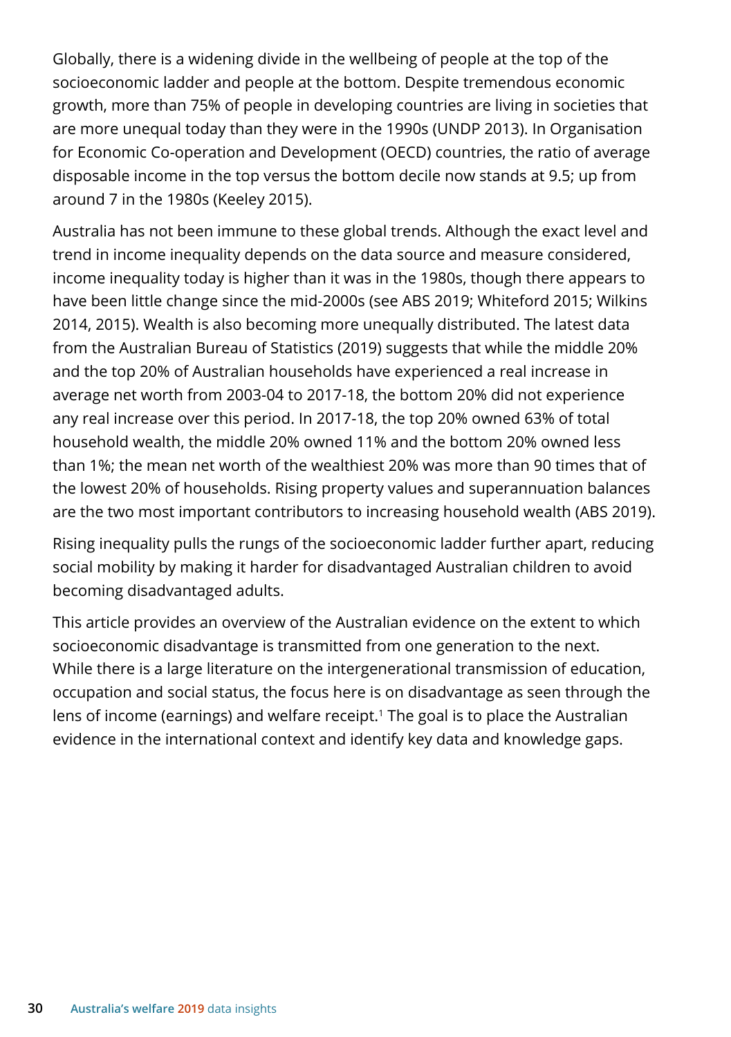Globally, there is a widening divide in the wellbeing of people at the top of the socioeconomic ladder and people at the bottom. Despite tremendous economic growth, more than 75% of people in developing countries are living in societies that are more unequal today than they were in the 1990s (UNDP 2013). In Organisation for Economic Co-operation and Development (OECD) countries, the ratio of average disposable income in the top versus the bottom decile now stands at 9.5; up from around 7 in the 1980s (Keeley 2015).

Australia has not been immune to these global trends. Although the exact level and trend in income inequality depends on the data source and measure considered, income inequality today is higher than it was in the 1980s, though there appears to have been little change since the mid-2000s (see ABS 2019; Whiteford 2015; Wilkins 2014, 2015). Wealth is also becoming more unequally distributed. The latest data from the Australian Bureau of Statistics (2019) suggests that while the middle 20% and the top 20% of Australian households have experienced a real increase in average net worth from 2003-04 to 2017-18, the bottom 20% did not experience any real increase over this period. In 2017-18, the top 20% owned 63% of total household wealth, the middle 20% owned 11% and the bottom 20% owned less than 1%; the mean net worth of the wealthiest 20% was more than 90 times that of the lowest 20% of households. Rising property values and superannuation balances are the two most important contributors to increasing household wealth (ABS 2019).

Rising inequality pulls the rungs of the socioeconomic ladder further apart, reducing social mobility by making it harder for disadvantaged Australian children to avoid becoming disadvantaged adults.

This article provides an overview of the Australian evidence on the extent to which socioeconomic disadvantage is transmitted from one generation to the next. While there is a large literature on the intergenerational transmission of education, occupation and social status, the focus here is on disadvantage as seen through the lens of income (earnings) and welfare receipt.[1] The goal is to place the Australian evidence in the international context and identify key data and knowledge gaps.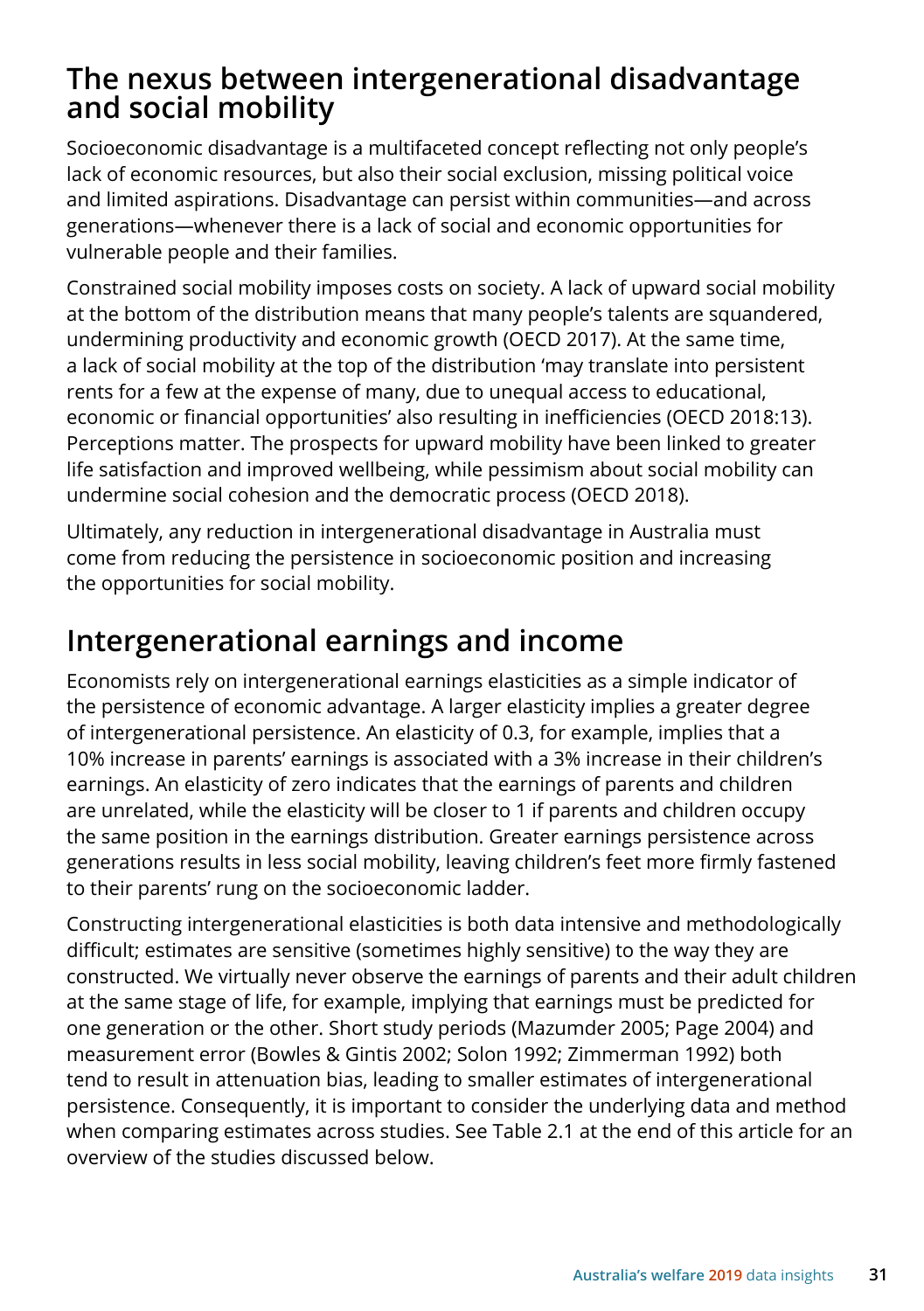## The nexus between intergenerational disadvantage and social mobility

Socioeconomic disadvantage is a multifaceted concept reflecting not only people's lack of economic resources, but also their social exclusion, missing political voice and limited aspirations. Disadvantage can persist within communities—and across generations—whenever there is a lack of social and economic opportunities for vulnerable people and their families.

Constrained social mobility imposes costs on society. A lack of upward social mobility at the bottom of the distribution means that many people's talents are squandered, undermining productivity and economic growth (OECD 2017). At the same time, a lack of social mobility at the top of the distribution 'may translate into persistent rents for a few at the expense of many, due to unequal access to educational, economic or financial opportunities' also resulting in inefficiencies (OECD 2018:13). Perceptions matter. The prospects for upward mobility have been linked to greater life satisfaction and improved wellbeing, while pessimism about social mobility can undermine social cohesion and the democratic process (OECD 2018).

Ultimately, any reduction in intergenerational disadvantage in Australia must come from reducing the persistence in socioeconomic position and increasing the opportunities for social mobility.

## Intergenerational earnings and income

Economists rely on intergenerational earnings elasticities as a simple indicator of the persistence of economic advantage. A larger elasticity implies a greater degree of intergenerational persistence. An elasticity of 0.3, for example, implies that a 10% increase in parents' earnings is associated with a 3% increase in their children's earnings. An elasticity of zero indicates that the earnings of parents and children are unrelated, while the elasticity will be closer to 1 if parents and children occupy the same position in the earnings distribution. Greater earnings persistence across generations results in less social mobility, leaving children's feet more firmly fastened to their parents' rung on the socioeconomic ladder.

Constructing intergenerational elasticities is both data intensive and methodologically difficult; estimates are sensitive (sometimes highly sensitive) to the way they are constructed. We virtually never observe the earnings of parents and their adult children at the same stage of life, for example, implying that earnings must be predicted for one generation or the other. Short study periods (Mazumder 2005; Page 2004) and measurement error (Bowles & Gintis 2002; Solon 1992; Zimmerman 1992) both tend to result in attenuation bias, leading to smaller estimates of intergenerational persistence. Consequently, it is important to consider the underlying data and method when comparing estimates across studies. See Table 2.1 at the end of this article for an overview of the studies discussed below.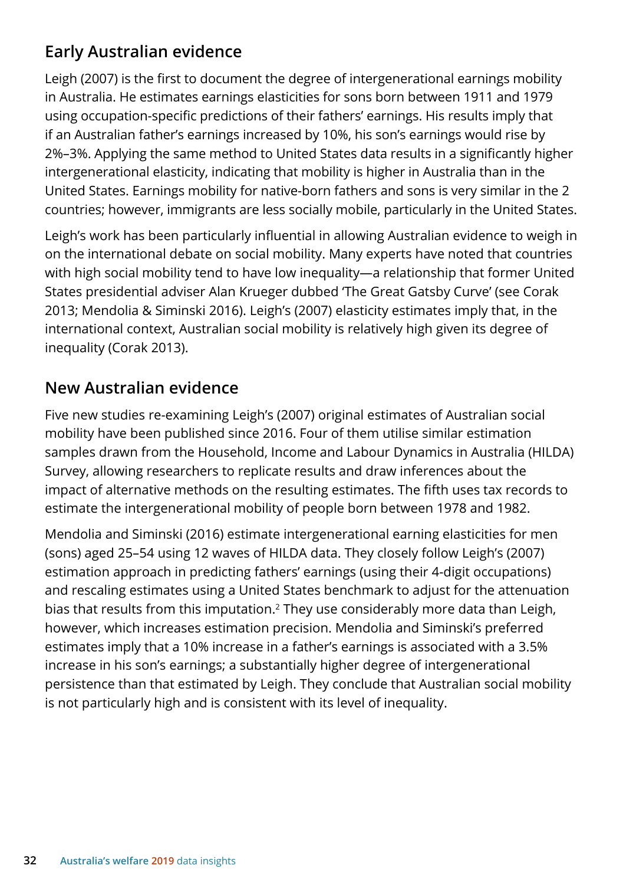## Early Australian evidence

Leigh (2007) is the first to document the degree of intergenerational earnings mobility in Australia. He estimates earnings elasticities for sons born between 1911 and 1979 using occupation-specific predictions of their fathers' earnings. His results imply that if an Australian father's earnings increased by 10%, his son's earnings would rise by 2%–3%. Applying the same method to United States data results in a significantly higher intergenerational elasticity, indicating that mobility is higher in Australia than in the United States. Earnings mobility for native-born fathers and sons is very similar in the 2 countries; however, immigrants are less socially mobile, particularly in the United States.

Leigh's work has been particularly influential in allowing Australian evidence to weigh in on the international debate on social mobility. Many experts have noted that countries with high social mobility tend to have low inequality—a relationship that former United States presidential adviser Alan Krueger dubbed 'The Great Gatsby Curve' (see Corak 2013; Mendolia & Siminski 2016). Leigh's (2007) elasticity estimates imply that, in the international context, Australian social mobility is relatively high given its degree of inequality (Corak 2013).

## New Australian evidence

Five new studies re-examining Leigh's (2007) original estimates of Australian social mobility have been published since 2016. Four of them utilise similar estimation samples drawn from the Household, Income and Labour Dynamics in Australia (HILDA) Survey, allowing researchers to replicate results and draw inferences about the impact of alternative methods on the resulting estimates. The fifth uses tax records to estimate the intergenerational mobility of people born between 1978 and 1982.

Mendolia and Siminski (2016) estimate intergenerational earning elasticities for men (sons) aged 25–54 using 12 waves of HILDA data. They closely follow Leigh's (2007) estimation approach in predicting fathers' earnings (using their 4-digit occupations) and rescaling estimates using a United States benchmark to adjust for the attenuation bias that results from this imputation.[2] They use considerably more data than Leigh, however, which increases estimation precision. Mendolia and Siminski's preferred estimates imply that a 10% increase in a father's earnings is associated with a 3.5% increase in his son's earnings; a substantially higher degree of intergenerational persistence than that estimated by Leigh. They conclude that Australian social mobility is not particularly high and is consistent with its level of inequality.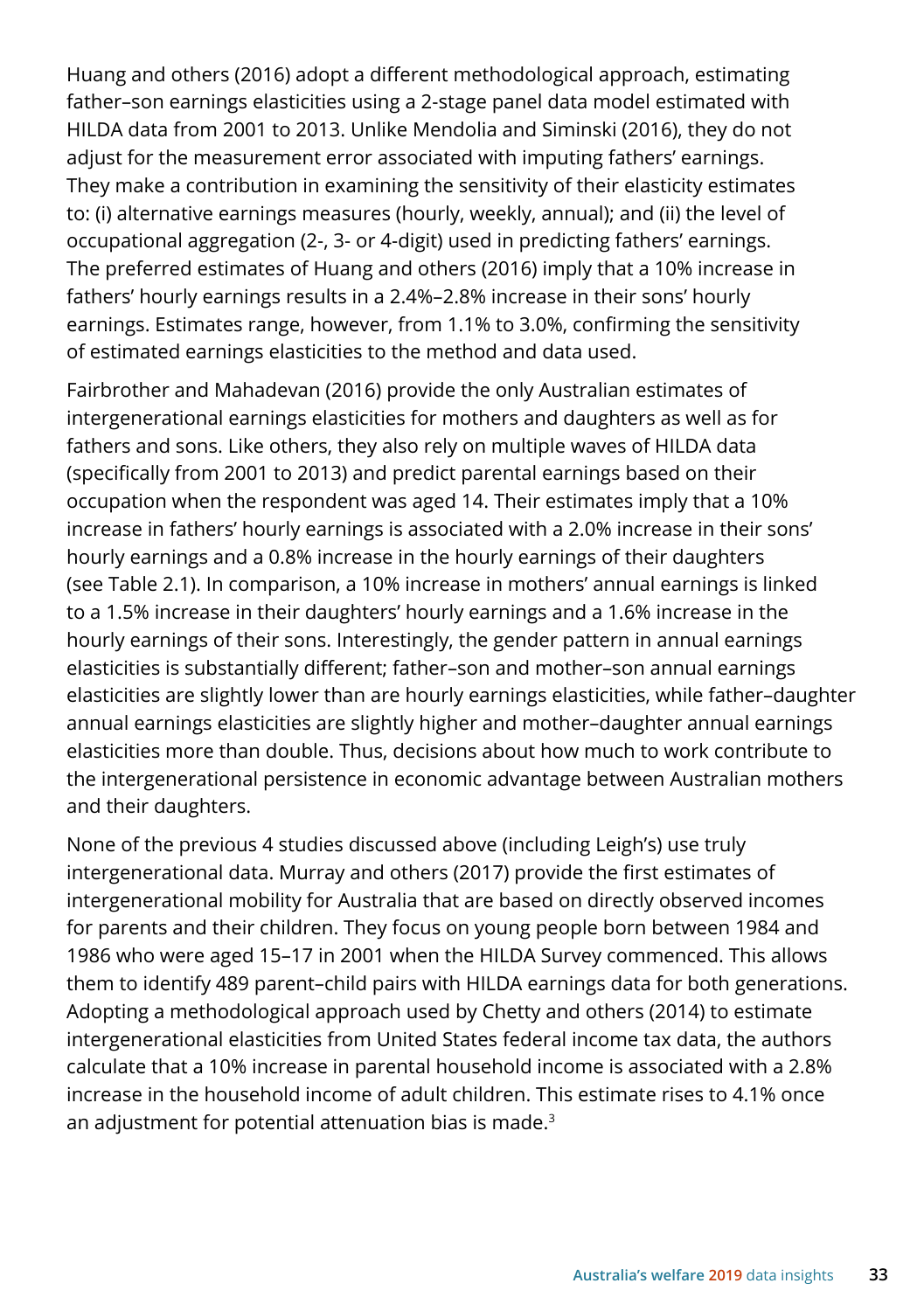Huang and others (2016) adopt a different methodological approach, estimating father–son earnings elasticities using a 2-stage panel data model estimated with HILDA data from 2001 to 2013. Unlike Mendolia and Siminski (2016), they do not adjust for the measurement error associated with imputing fathers' earnings. They make a contribution in examining the sensitivity of their elasticity estimates to: (i) alternative earnings measures (hourly, weekly, annual); and (ii) the level of occupational aggregation (2-, 3- or 4-digit) used in predicting fathers' earnings. The preferred estimates of Huang and others (2016) imply that a 10% increase in fathers' hourly earnings results in a 2.4%–2.8% increase in their sons' hourly earnings. Estimates range, however, from 1.1% to 3.0%, confirming the sensitivity of estimated earnings elasticities to the method and data used.

Fairbrother and Mahadevan (2016) provide the only Australian estimates of intergenerational earnings elasticities for mothers and daughters as well as for fathers and sons. Like others, they also rely on multiple waves of HILDA data (specifically from 2001 to 2013) and predict parental earnings based on their occupation when the respondent was aged 14. Their estimates imply that a 10% increase in fathers' hourly earnings is associated with a 2.0% increase in their sons' hourly earnings and a 0.8% increase in the hourly earnings of their daughters (see Table 2.1). In comparison, a 10% increase in mothers' annual earnings is linked to a 1.5% increase in their daughters' hourly earnings and a 1.6% increase in the hourly earnings of their sons. Interestingly, the gender pattern in annual earnings elasticities is substantially different; father–son and mother–son annual earnings elasticities are slightly lower than are hourly earnings elasticities, while father–daughter annual earnings elasticities are slightly higher and mother–daughter annual earnings elasticities more than double. Thus, decisions about how much to work contribute to the intergenerational persistence in economic advantage between Australian mothers and their daughters.

None of the previous 4 studies discussed above (including Leigh's) use truly intergenerational data. Murray and others (2017) provide the first estimates of intergenerational mobility for Australia that are based on directly observed incomes for parents and their children. They focus on young people born between 1984 and 1986 who were aged 15–17 in 2001 when the HILDA Survey commenced. This allows them to identify 489 parent–child pairs with HILDA earnings data for both generations. Adopting a methodological approach used by Chetty and others (2014) to estimate intergenerational elasticities from United States federal income tax data, the authors calculate that a 10% increase in parental household income is associated with a 2.8% increase in the household income of adult children. This estimate rises to 4.1% once an adjustment for potential attenuation bias is made.[3]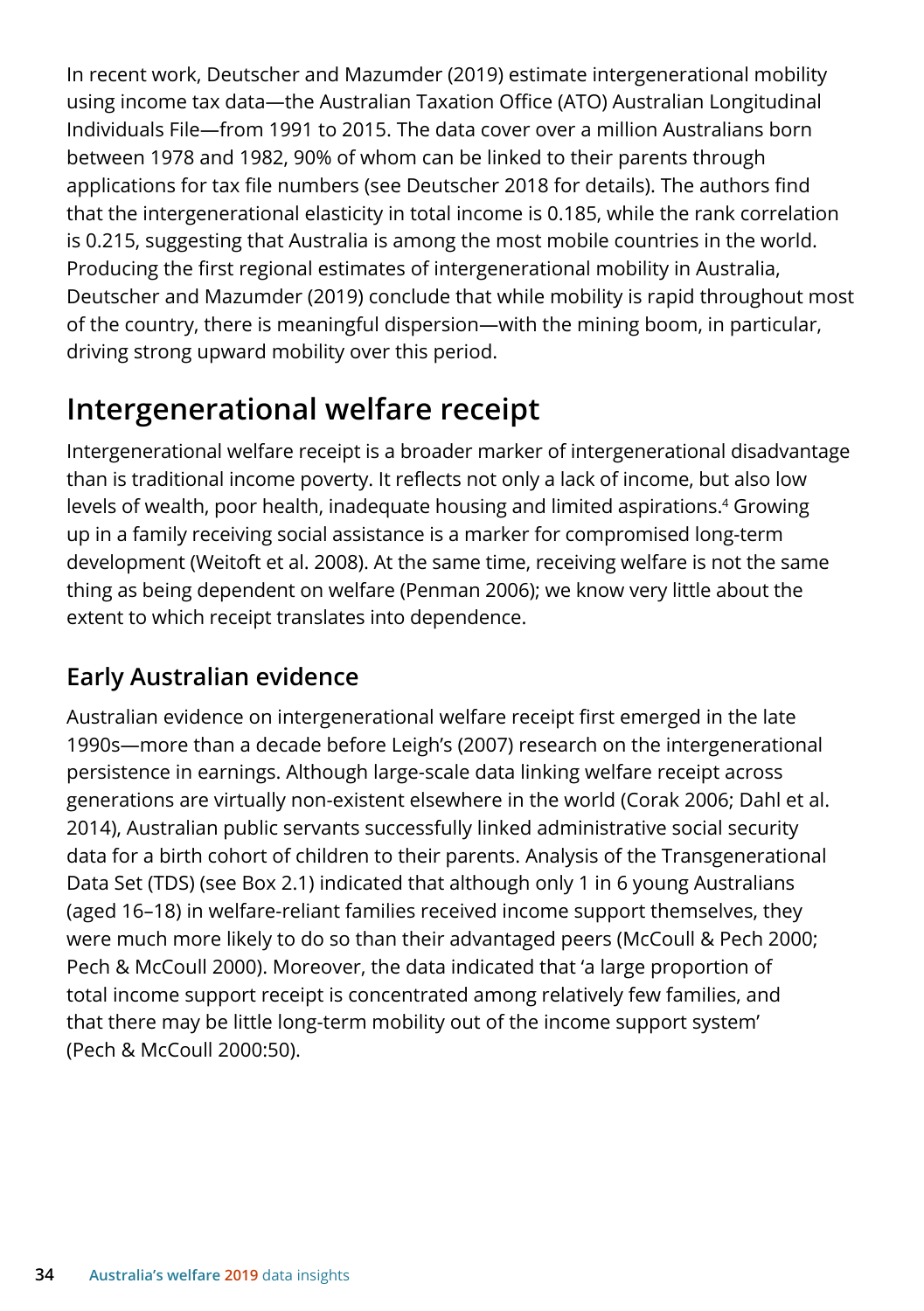In recent work, Deutscher and Mazumder (2019) estimate intergenerational mobility using income tax data—the Australian Taxation Office (ATO) Australian Longitudinal Individuals File—from 1991 to 2015. The data cover over a million Australians born between 1978 and 1982, 90% of whom can be linked to their parents through applications for tax file numbers (see Deutscher 2018 for details). The authors find that the intergenerational elasticity in total income is 0.185, while the rank correlation is 0.215, suggesting that Australia is among the most mobile countries in the world. Producing the first regional estimates of intergenerational mobility in Australia, Deutscher and Mazumder (2019) conclude that while mobility is rapid throughout most of the country, there is meaningful dispersion—with the mining boom, in particular, driving strong upward mobility over this period.

## Intergenerational welfare receipt

Intergenerational welfare receipt is a broader marker of intergenerational disadvantage than is traditional income poverty. It reflects not only a lack of income, but also low levels of wealth, poor health, inadequate housing and limited aspirations.[4] Growing up in a family receiving social assistance is a marker for compromised long-term development (Weitoft et al. 2008). At the same time, receiving welfare is not the same thing as being dependent on welfare (Penman 2006); we know very little about the extent to which receipt translates into dependence.

### Early Australian evidence

Australian evidence on intergenerational welfare receipt first emerged in the late 1990s—more than a decade before Leigh's (2007) research on the intergenerational persistence in earnings. Although large-scale data linking welfare receipt across generations are virtually non-existent elsewhere in the world (Corak 2006; Dahl et al. 2014), Australian public servants successfully linked administrative social security data for a birth cohort of children to their parents. Analysis of the Transgenerational Data Set (TDS) (see Box 2.1) indicated that although only 1 in 6 young Australians (aged 16–18) in welfare-reliant families received income support themselves, they were much more likely to do so than their advantaged peers (McCoull & Pech 2000; Pech & McCoull 2000). Moreover, the data indicated that 'a large proportion of total income support receipt is concentrated among relatively few families, and that there may be little long-term mobility out of the income support system' (Pech & McCoull 2000:50).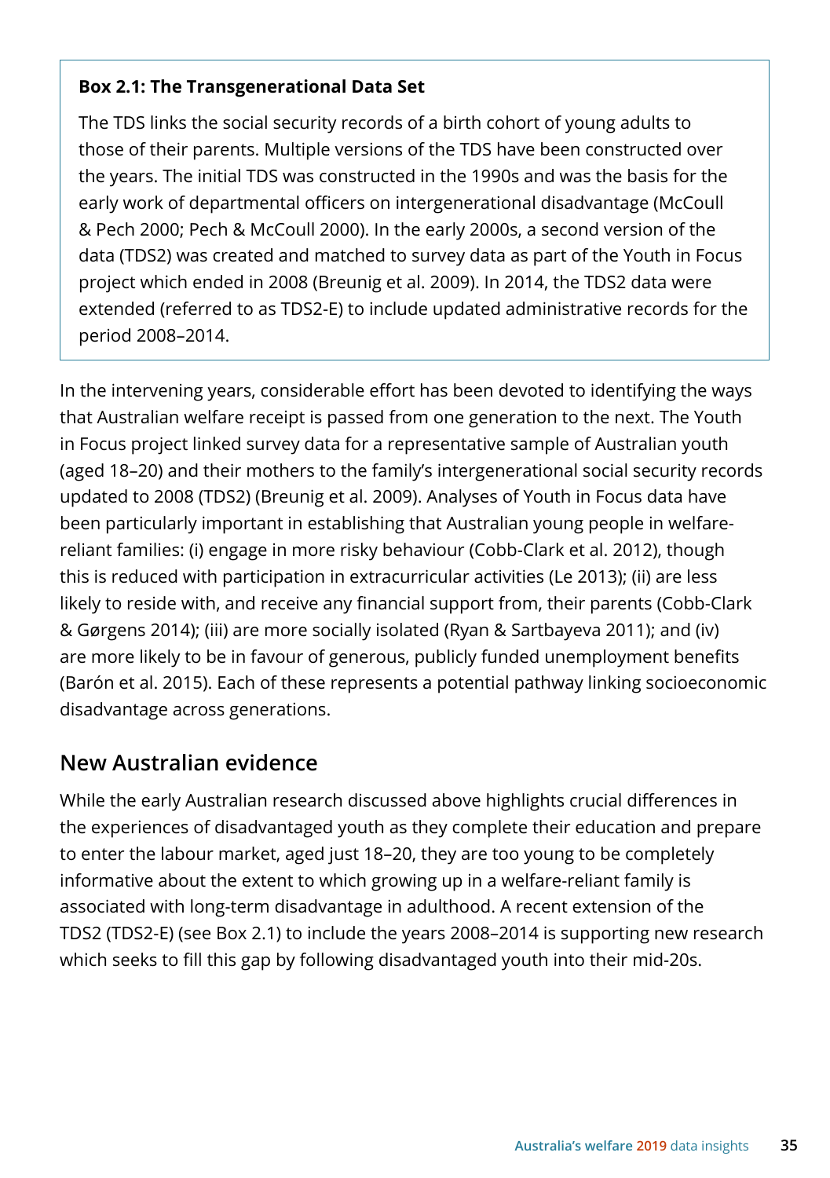> **Box 2.1: The Transgenerational Data Set**
>
> The TDS links the social security records of a birth cohort of young adults to those of their parents. Multiple versions of the TDS have been constructed over the years. The initial TDS was constructed in the 1990s and was the basis for the early work of departmental officers on intergenerational disadvantage (McCoull & Pech 2000; Pech & McCoull 2000). In the early 2000s, a second version of the data (TDS2) was created and matched to survey data as part of the Youth in Focus project which ended in 2008 (Breunig et al. 2009). In 2014, the TDS2 data were extended (referred to as TDS2-E) to include updated administrative records for the period 2008–2014.

In the intervening years, considerable effort has been devoted to identifying the ways that Australian welfare receipt is passed from one generation to the next. The Youth in Focus project linked survey data for a representative sample of Australian youth (aged 18–20) and their mothers to the family's intergenerational social security records updated to 2008 (TDS2) (Breunig et al. 2009). Analyses of Youth in Focus data have been particularly important in establishing that Australian young people in welfare-reliant families: (i) engage in more risky behaviour (Cobb-Clark et al. 2012), though this is reduced with participation in extracurricular activities (Le 2013); (ii) are less likely to reside with, and receive any financial support from, their parents (Cobb-Clark & Gørgens 2014); (iii) are more socially isolated (Ryan & Sartbayeva 2011); and (iv) are more likely to be in favour of generous, publicly funded unemployment benefits (Barón et al. 2015). Each of these represents a potential pathway linking socioeconomic disadvantage across generations.

## New Australian evidence

While the early Australian research discussed above highlights crucial differences in the experiences of disadvantaged youth as they complete their education and prepare to enter the labour market, aged just 18–20, they are too young to be completely informative about the extent to which growing up in a welfare-reliant family is associated with long-term disadvantage in adulthood. A recent extension of the TDS2 (TDS2-E) (see Box 2.1) to include the years 2008–2014 is supporting new research which seeks to fill this gap by following disadvantaged youth into their mid-20s.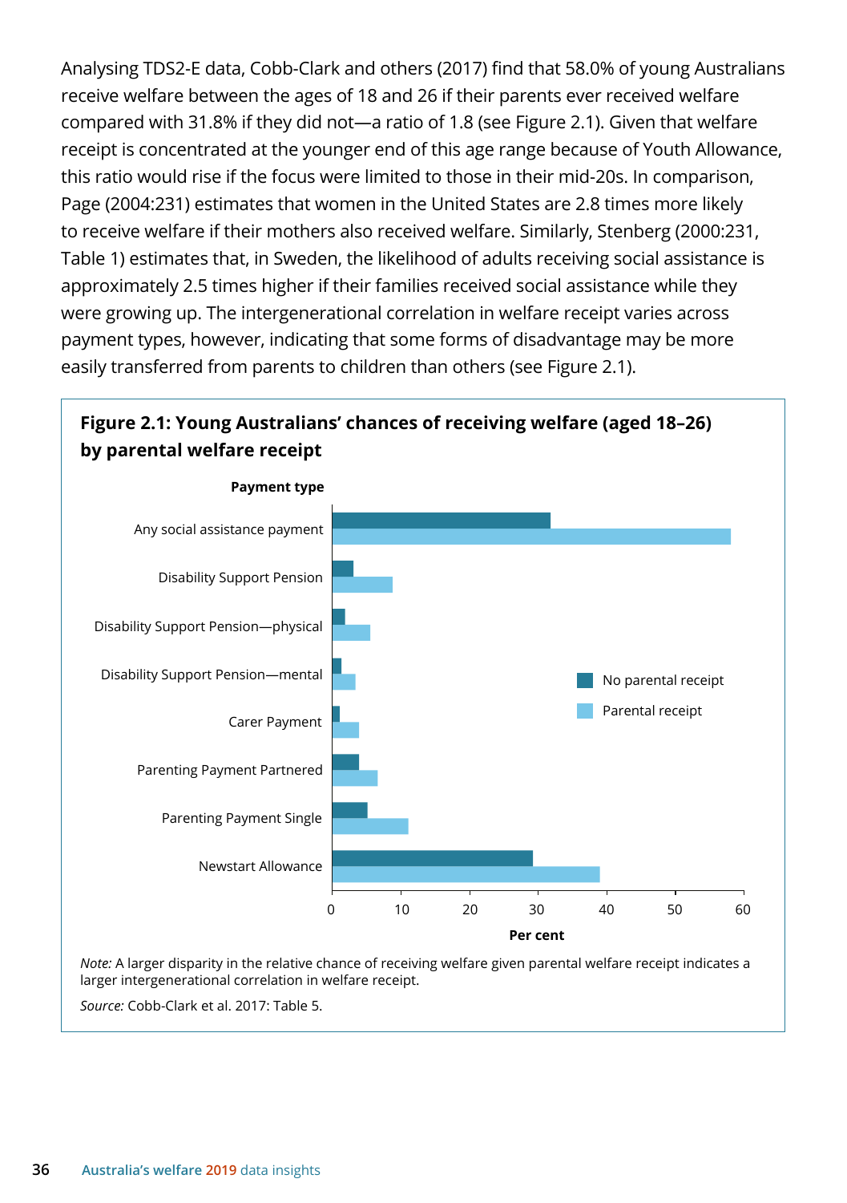Analysing TDS2-E data, Cobb-Clark and others (2017) find that 58.0% of young Australians receive welfare between the ages of 18 and 26 if their parents ever received welfare compared with 31.8% if they did not—a ratio of 1.8 (see Figure 2.1). Given that welfare receipt is concentrated at the younger end of this age range because of Youth Allowance, this ratio would rise if the focus were limited to those in their mid-20s. In comparison, Page (2004:231) estimates that women in the United States are 2.8 times more likely to receive welfare if their mothers also received welfare. Similarly, Stenberg (2000:231, Table 1) estimates that, in Sweden, the likelihood of adults receiving social assistance is approximately 2.5 times higher if their families received social assistance while they were growing up. The intergenerational correlation in welfare receipt varies across payment types, however, indicating that some forms of disadvantage may be more easily transferred from parents to children than others (see Figure 2.1).

**Figure 2.1: Young Australians' chances of receiving welfare (aged 18–26) by parental welfare receipt**

*Note:* A larger disparity in the relative chance of receiving welfare given parental welfare receipt indicates a larger intergenerational correlation in welfare receipt.

*Source:* Cobb-Clark et al. 2017: Table 5.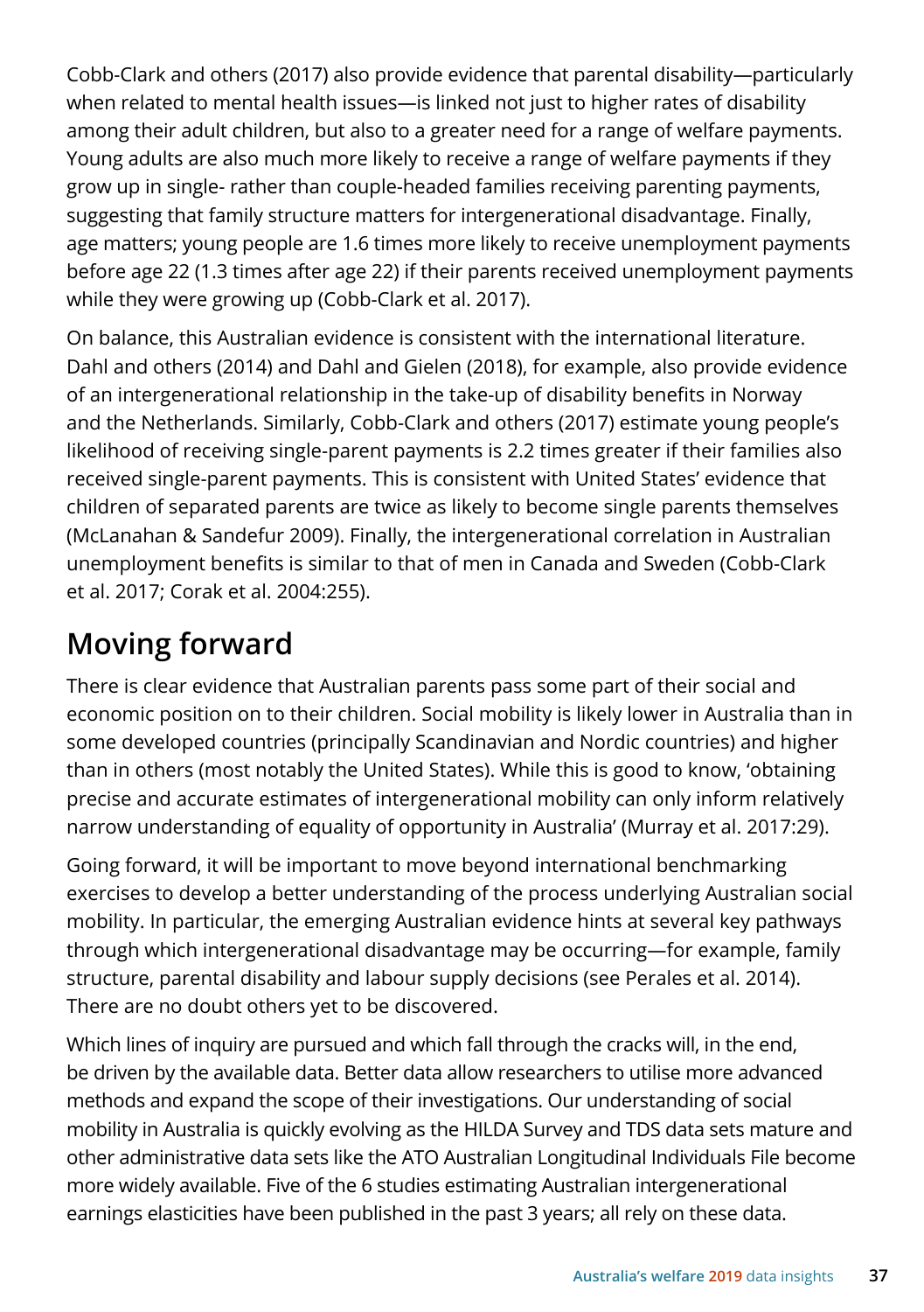Cobb-Clark and others (2017) also provide evidence that parental disability—particularly when related to mental health issues—is linked not just to higher rates of disability among their adult children, but also to a greater need for a range of welfare payments. Young adults are also much more likely to receive a range of welfare payments if they grow up in single- rather than couple-headed families receiving parenting payments, suggesting that family structure matters for intergenerational disadvantage. Finally, age matters; young people are 1.6 times more likely to receive unemployment payments before age 22 (1.3 times after age 22) if their parents received unemployment payments while they were growing up (Cobb-Clark et al. 2017).

On balance, this Australian evidence is consistent with the international literature. Dahl and others (2014) and Dahl and Gielen (2018), for example, also provide evidence of an intergenerational relationship in the take-up of disability benefits in Norway and the Netherlands. Similarly, Cobb-Clark and others (2017) estimate young people's likelihood of receiving single-parent payments is 2.2 times greater if their families also received single-parent payments. This is consistent with United States' evidence that children of separated parents are twice as likely to become single parents themselves (McLanahan & Sandefur 2009). Finally, the intergenerational correlation in Australian unemployment benefits is similar to that of men in Canada and Sweden (Cobb-Clark et al. 2017; Corak et al. 2004:255).

## Moving forward

There is clear evidence that Australian parents pass some part of their social and economic position on to their children. Social mobility is likely lower in Australia than in some developed countries (principally Scandinavian and Nordic countries) and higher than in others (most notably the United States). While this is good to know, 'obtaining precise and accurate estimates of intergenerational mobility can only inform relatively narrow understanding of equality of opportunity in Australia' (Murray et al. 2017:29).

Going forward, it will be important to move beyond international benchmarking exercises to develop a better understanding of the process underlying Australian social mobility. In particular, the emerging Australian evidence hints at several key pathways through which intergenerational disadvantage may be occurring—for example, family structure, parental disability and labour supply decisions (see Perales et al. 2014). There are no doubt others yet to be discovered.

Which lines of inquiry are pursued and which fall through the cracks will, in the end, be driven by the available data. Better data allow researchers to utilise more advanced methods and expand the scope of their investigations. Our understanding of social mobility in Australia is quickly evolving as the HILDA Survey and TDS data sets mature and other administrative data sets like the ATO Australian Longitudinal Individuals File become more widely available. Five of the 6 studies estimating Australian intergenerational earnings elasticities have been published in the past 3 years; all rely on these data.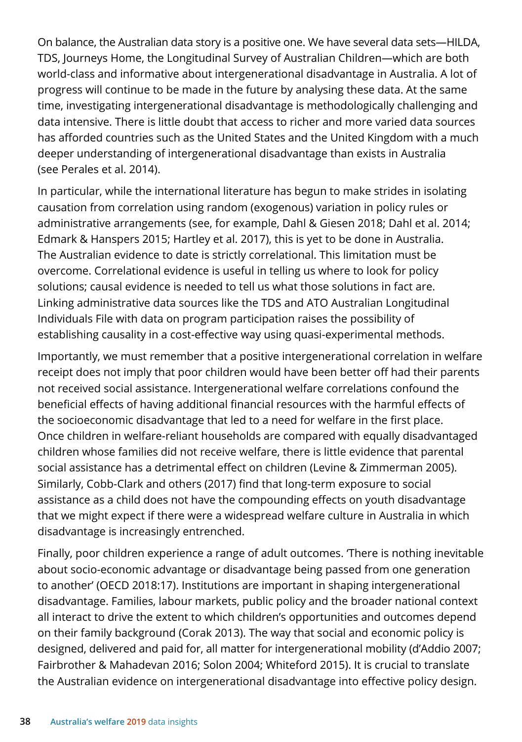On balance, the Australian data story is a positive one. We have several data sets—HILDA, TDS, Journeys Home, the Longitudinal Survey of Australian Children—which are both world-class and informative about intergenerational disadvantage in Australia. A lot of progress will continue to be made in the future by analysing these data. At the same time, investigating intergenerational disadvantage is methodologically challenging and data intensive. There is little doubt that access to richer and more varied data sources has afforded countries such as the United States and the United Kingdom with a much deeper understanding of intergenerational disadvantage than exists in Australia (see Perales et al. 2014).

In particular, while the international literature has begun to make strides in isolating causation from correlation using random (exogenous) variation in policy rules or administrative arrangements (see, for example, Dahl & Giesen 2018; Dahl et al. 2014; Edmark & Hanspers 2015; Hartley et al. 2017), this is yet to be done in Australia. The Australian evidence to date is strictly correlational. This limitation must be overcome. Correlational evidence is useful in telling us where to look for policy solutions; causal evidence is needed to tell us what those solutions in fact are. Linking administrative data sources like the TDS and ATO Australian Longitudinal Individuals File with data on program participation raises the possibility of establishing causality in a cost-effective way using quasi-experimental methods.

Importantly, we must remember that a positive intergenerational correlation in welfare receipt does not imply that poor children would have been better off had their parents not received social assistance. Intergenerational welfare correlations confound the beneficial effects of having additional financial resources with the harmful effects of the socioeconomic disadvantage that led to a need for welfare in the first place. Once children in welfare-reliant households are compared with equally disadvantaged children whose families did not receive welfare, there is little evidence that parental social assistance has a detrimental effect on children (Levine & Zimmerman 2005). Similarly, Cobb-Clark and others (2017) find that long-term exposure to social assistance as a child does not have the compounding effects on youth disadvantage that we might expect if there were a widespread welfare culture in Australia in which disadvantage is increasingly entrenched.

Finally, poor children experience a range of adult outcomes. 'There is nothing inevitable about socio-economic advantage or disadvantage being passed from one generation to another' (OECD 2018:17). Institutions are important in shaping intergenerational disadvantage. Families, labour markets, public policy and the broader national context all interact to drive the extent to which children's opportunities and outcomes depend on their family background (Corak 2013). The way that social and economic policy is designed, delivered and paid for, all matter for intergenerational mobility (d'Addio 2007; Fairbrother & Mahadevan 2016; Solon 2004; Whiteford 2015). It is crucial to translate the Australian evidence on intergenerational disadvantage into effective policy design.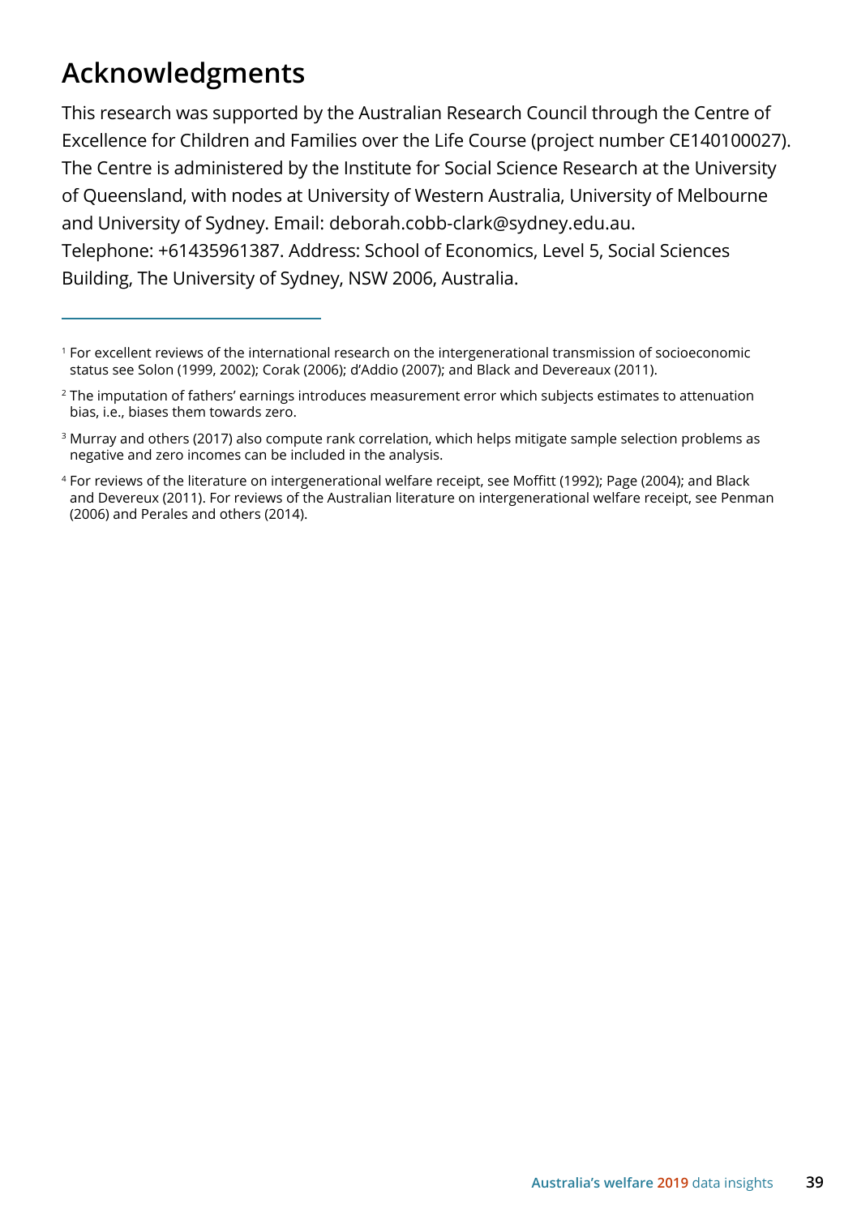## Acknowledgments

This research was supported by the Australian Research Council through the Centre of Excellence for Children and Families over the Life Course (project number CE140100027). The Centre is administered by the Institute for Social Science Research at the University of Queensland, with nodes at University of Western Australia, University of Melbourne and University of Sydney. Email: deborah.cobb-clark@sydney.edu.au. Telephone: +61435961387. Address: School of Economics, Level 5, Social Sciences Building, The University of Sydney, NSW 2006, Australia.

---

[1] For excellent reviews of the international research on the intergenerational transmission of socioeconomic status see Solon (1999, 2002); Corak (2006); d'Addio (2007); and Black and Devereaux (2011).

[2] The imputation of fathers' earnings introduces measurement error which subjects estimates to attenuation bias, i.e., biases them towards zero.

[3] Murray and others (2017) also compute rank correlation, which helps mitigate sample selection problems as negative and zero incomes can be included in the analysis.

[4] For reviews of the literature on intergenerational welfare receipt, see Moffitt (1992); Page (2004); and Black and Devereux (2011). For reviews of the Australian literature on intergenerational welfare receipt, see Penman (2006) and Perales and others (2014).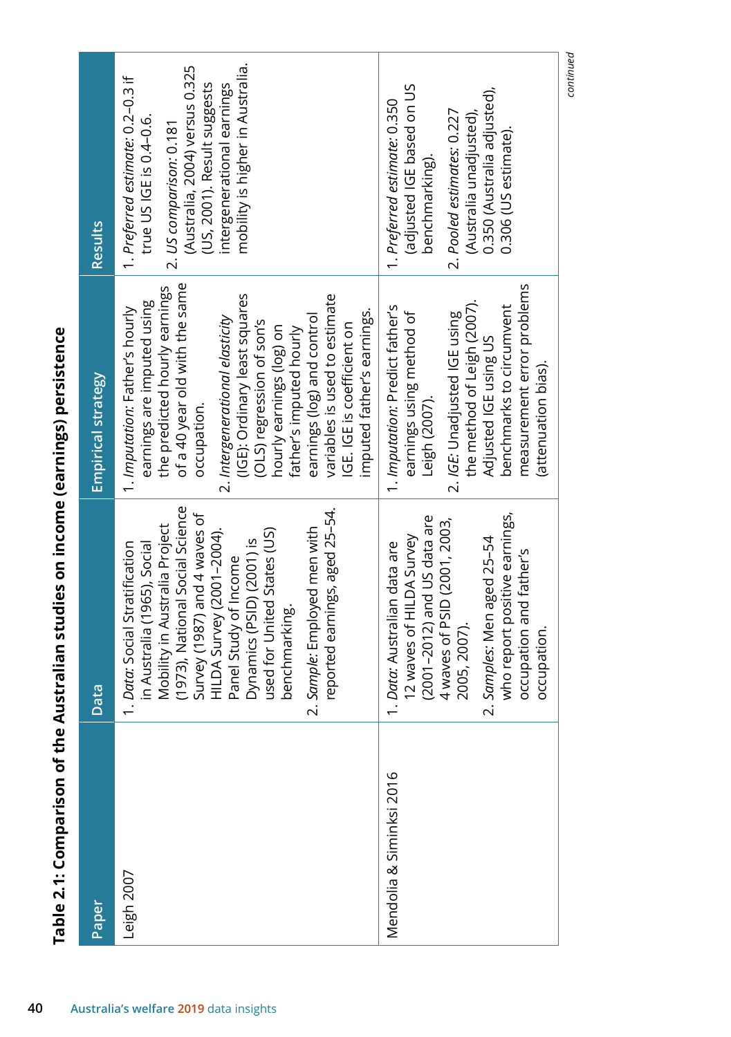# Table 2.1: Comparison of the Australian studies on income (earnings) persistence

| Paper | Data | Empirical strategy | Results |
|---|---|---|---|
| Leigh 2007 | 1. *Data:* Social Stratification in Australia (1965), Social Mobility in Australia Project (1973), National Social Science Survey (1987) and 4 waves of HILDA Survey (2001–2004). Panel Study of Income Dynamics (PSID) (2001) is used for United States (US) benchmarking.<br>2. *Sample:* Employed men with reported earnings, aged 25–54. | 1. *Imputation:* Father's hourly earnings are imputed using the predicted hourly earnings of a 40 year old with the same occupation.<br>2. *Intergenerational elasticity* (IGE): Ordinary least squares (OLS) regression of son's hourly earnings (log) on father's imputed hourly earnings (log) and control variables is used to estimate IGE. IGE is coefficient on imputed father's earnings. | 1. *Preferred estimate:* 0.2–0.3 if true US IGE is 0.4–0.6.<br>2. *US comparison:* 0.181 (Australia, 2004) versus 0.325 (US, 2001). Result suggests intergenerational earnings mobility is higher in Australia. |
| Mendolia & Siminksi 2016 | 1. *Data:* Australian data are 12 waves of HILDA Survey (2001–2012) and US data are 4 waves of PSID (2001, 2003, 2005, 2007).<br>2. *Samples:* Men aged 25–54 who report positive earnings, occupation and father's occupation. | 1. *Imputation:* Predict father's earnings using method of Leigh (2007).<br>2. *IGE:* Unadjusted IGE using the method of Leigh (2007). Adjusted IGE using US benchmarks to circumvent measurement error problems (attenuation bias). | 1. *Preferred estimate:* 0.350 (adjusted IGE based on US benchmarking).<br>2. *Pooled estimates:* 0.227 (Australia unadjusted), 0.350 (Australia adjusted), 0.306 (US estimate). |

*continued*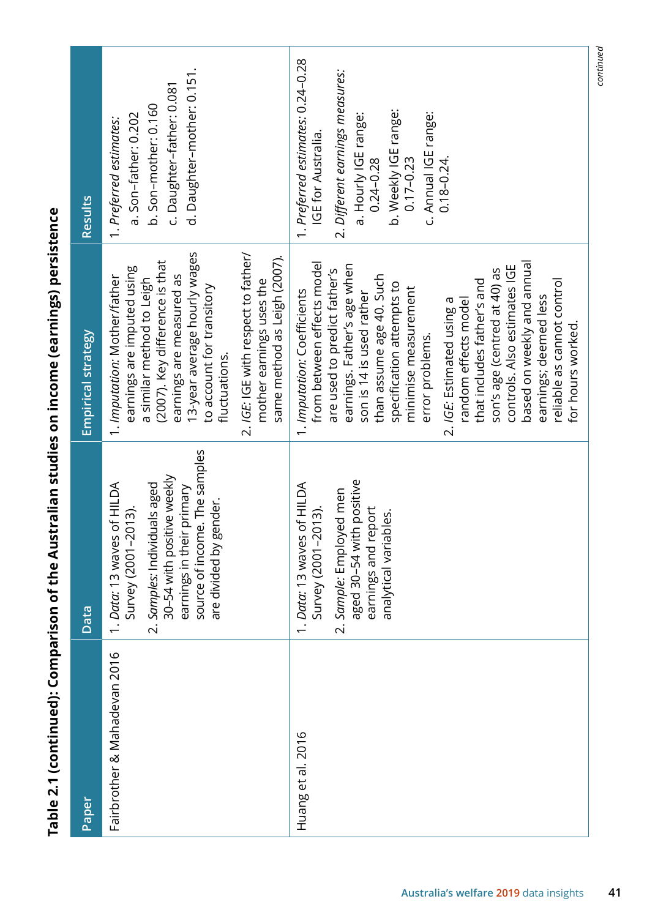**Table 2.1 (continued): Comparison of the Australian studies on income (earnings) persistence**

| Paper | Data | Empirical strategy | Results |
|---|---|---|---|
| Fairbrother & Mahadevan 2016 | 1. *Data*: 13 waves of HILDA Survey (2001–2013).<br>2. *Samples*: Individuals aged 30–54 with positive weekly earnings in their primary source of income. The samples are divided by gender. | 1. *Imputation*: Mother/father earnings are imputed using a similar method to Leigh (2007). Key difference is that earnings are measured as 13-year average hourly wages to account for transitory fluctuations.<br>2. *IGE*: IGE with respect to father/mother earnings uses the same method as Leigh (2007). | 1. *Preferred estimates*:<br>a. Son–father: 0.202<br>b. Son–mother: 0.160<br>c. Daughter–father: 0.081<br>d. Daughter–mother: 0.151. |
| Huang et al. 2016 | 1. *Data*: 13 waves of HILDA Survey (2001–2013).<br>2. *Sample*: Employed men aged 30–54 with positive earnings and report analytical variables. | 1. *Imputation*: Coefficients from between effects model are used to predict father's earnings. Father's age when son is 14 is used rather than assume age 40. Such specification attempts to minimise measurement error problems.<br>2. *IGE*: Estimated using a random effects model that includes father's and son's age (centred at 40) as controls. Also estimates IGE based on weekly and annual earnings; deemed less reliable as cannot control for hours worked. | 1. *Preferred estimates*: 0.24–0.28 IGE for Australia.<br>2. *Different earnings measures*:<br>a. Hourly IGE range: 0.24–0.28<br>b. Weekly IGE range: 0.17–0.23<br>c. Annual IGE range: 0.18–0.24. |

*continued*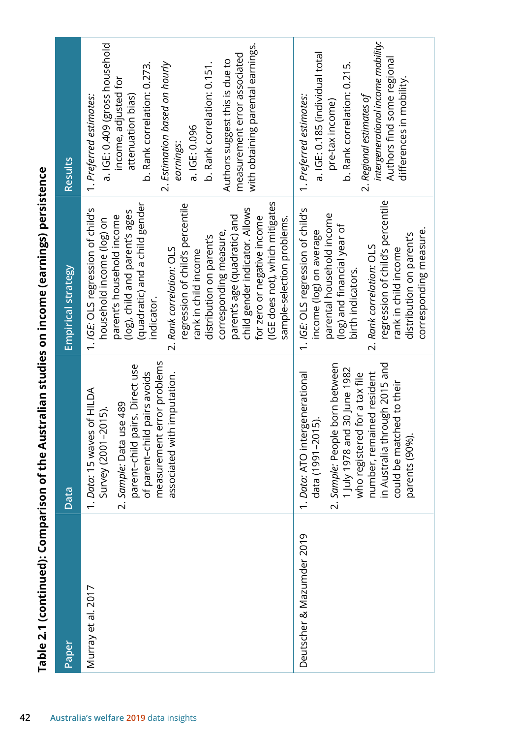**Table 2.1 (continued): Comparison of the Australian studies on income (earnings) persistence**

| Paper | Data | Empirical strategy | Results |
|---|---|---|---|
| Murray et al. 2017 | 1. *Data:* 15 waves of HILDA Survey (2001–2015).<br>2. *Sample:* Data use 489 parent–child pairs. Direct use of parent–child pairs avoids measurement error problems associated with imputation. | 1. *IGE:* OLS regression of child's household income (log) on parent's household income (log), child and parent's ages (quadratic) and a child gender indicator.<br>2. *Rank correlation:* OLS regression of child's percentile rank in child income distribution on parent's corresponding measure, parent's age (quadratic) and child gender indicator. Allows for zero or negative income (IGE does not), which mitigates sample-selection problems. | 1. *Preferred estimates:*<br>a. IGE: 0.409 (gross household income, adjusted for attenuation bias)<br>b. Rank correlation: 0.273.<br>2. *Estimation based on hourly earnings:*<br>a. IGE: 0.096<br>b. Rank correlation: 0.151.<br>Authors suggest this is due to measurement error associated with obtaining parental earnings. |
| Deutscher & Mazumder 2019 | 1. *Data:* ATO intergenerational data (1991–2015).<br>2. *Sample:* People born between 1 July 1978 and 30 June 1982 who registered for a tax file number, remained resident in Australia through 2015 and could be matched to their parents (90%). | 1. *IGE:* OLS regression of child's income (log) on average parental household income (log) and financial year of birth indicators.<br>2. *Rank correlation:* OLS regression of child's percentile rank in child income distribution on parent's corresponding measure. | 1. *Preferred estimates:*<br>a. IGE: 0.185 (individual total pre-tax income)<br>b. Rank correlation: 0.215.<br>2. *Regional estimates of intergenerational income mobility:* Authors find some regional differences in mobility. |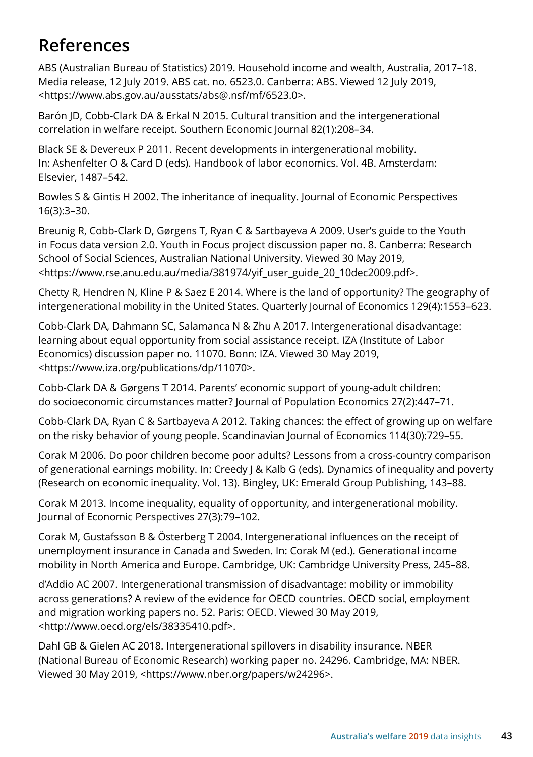# References

ABS (Australian Bureau of Statistics) 2019. Household income and wealth, Australia, 2017–18. Media release, 12 July 2019. ABS cat. no. 6523.0. Canberra: ABS. Viewed 12 July 2019, <https://www.abs.gov.au/ausstats/abs@.nsf/mf/6523.0>.

Barón JD, Cobb-Clark DA & Erkal N 2015. Cultural transition and the intergenerational correlation in welfare receipt. Southern Economic Journal 82(1):208–34.

Black SE & Devereux P 2011. Recent developments in intergenerational mobility. In: Ashenfelter O & Card D (eds). Handbook of labor economics. Vol. 4B. Amsterdam: Elsevier, 1487–542.

Bowles S & Gintis H 2002. The inheritance of inequality. Journal of Economic Perspectives 16(3):3–30.

Breunig R, Cobb-Clark D, Gørgens T, Ryan C & Sartbayeva A 2009. User's guide to the Youth in Focus data version 2.0. Youth in Focus project discussion paper no. 8. Canberra: Research School of Social Sciences, Australian National University. Viewed 30 May 2019, <https://www.rse.anu.edu.au/media/381974/yif_user_guide_20_10dec2009.pdf>.

Chetty R, Hendren N, Kline P & Saez E 2014. Where is the land of opportunity? The geography of intergenerational mobility in the United States. Quarterly Journal of Economics 129(4):1553–623.

Cobb-Clark DA, Dahmann SC, Salamanca N & Zhu A 2017. Intergenerational disadvantage: learning about equal opportunity from social assistance receipt. IZA (Institute of Labor Economics) discussion paper no. 11070. Bonn: IZA. Viewed 30 May 2019, <https://www.iza.org/publications/dp/11070>.

Cobb-Clark DA & Gørgens T 2014. Parents' economic support of young-adult children: do socioeconomic circumstances matter? Journal of Population Economics 27(2):447–71.

Cobb-Clark DA, Ryan C & Sartbayeva A 2012. Taking chances: the effect of growing up on welfare on the risky behavior of young people. Scandinavian Journal of Economics 114(30):729–55.

Corak M 2006. Do poor children become poor adults? Lessons from a cross-country comparison of generational earnings mobility. In: Creedy J & Kalb G (eds). Dynamics of inequality and poverty (Research on economic inequality. Vol. 13). Bingley, UK: Emerald Group Publishing, 143–88.

Corak M 2013. Income inequality, equality of opportunity, and intergenerational mobility. Journal of Economic Perspectives 27(3):79–102.

Corak M, Gustafsson B & Österberg T 2004. Intergenerational influences on the receipt of unemployment insurance in Canada and Sweden. In: Corak M (ed.). Generational income mobility in North America and Europe. Cambridge, UK: Cambridge University Press, 245–88.

d'Addio AC 2007. Intergenerational transmission of disadvantage: mobility or immobility across generations? A review of the evidence for OECD countries. OECD social, employment and migration working papers no. 52. Paris: OECD. Viewed 30 May 2019, <http://www.oecd.org/els/38335410.pdf>.

Dahl GB & Gielen AC 2018. Intergenerational spillovers in disability insurance. NBER (National Bureau of Economic Research) working paper no. 24296. Cambridge, MA: NBER. Viewed 30 May 2019, <https://www.nber.org/papers/w24296>.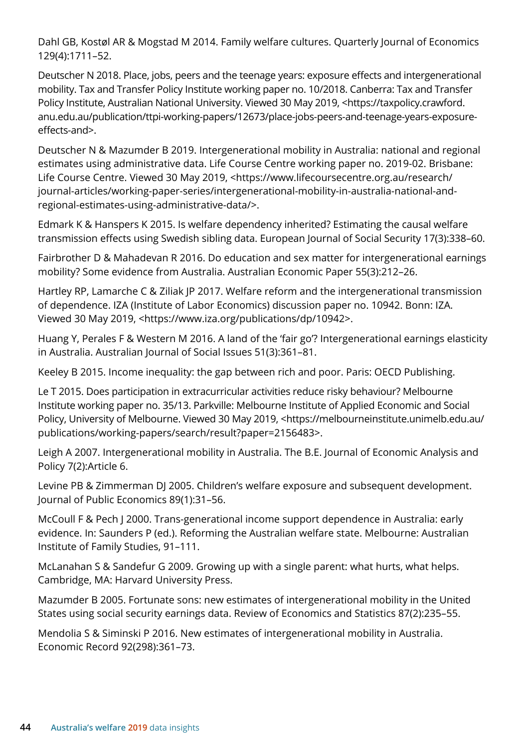Dahl GB, Kostøl AR & Mogstad M 2014. Family welfare cultures. Quarterly Journal of Economics 129(4):1711–52.

Deutscher N 2018. Place, jobs, peers and the teenage years: exposure effects and intergenerational mobility. Tax and Transfer Policy Institute working paper no. 10/2018. Canberra: Tax and Transfer Policy Institute, Australian National University. Viewed 30 May 2019, <https://taxpolicy.crawford.anu.edu.au/publication/ttpi-working-papers/12673/place-jobs-peers-and-teenage-years-exposure-effects-and>.

Deutscher N & Mazumder B 2019. Intergenerational mobility in Australia: national and regional estimates using administrative data. Life Course Centre working paper no. 2019-02. Brisbane: Life Course Centre. Viewed 30 May 2019, <https://www.lifecoursecentre.org.au/research/journal-articles/working-paper-series/intergenerational-mobility-in-australia-national-and-regional-estimates-using-administrative-data/>.

Edmark K & Hanspers K 2015. Is welfare dependency inherited? Estimating the causal welfare transmission effects using Swedish sibling data. European Journal of Social Security 17(3):338–60.

Fairbrother D & Mahadevan R 2016. Do education and sex matter for intergenerational earnings mobility? Some evidence from Australia. Australian Economic Paper 55(3):212–26.

Hartley RP, Lamarche C & Ziliak JP 2017. Welfare reform and the intergenerational transmission of dependence. IZA (Institute of Labor Economics) discussion paper no. 10942. Bonn: IZA. Viewed 30 May 2019, <https://www.iza.org/publications/dp/10942>.

Huang Y, Perales F & Western M 2016. A land of the 'fair go'? Intergenerational earnings elasticity in Australia. Australian Journal of Social Issues 51(3):361–81.

Keeley B 2015. Income inequality: the gap between rich and poor. Paris: OECD Publishing.

Le T 2015. Does participation in extracurricular activities reduce risky behaviour? Melbourne Institute working paper no. 35/13. Parkville: Melbourne Institute of Applied Economic and Social Policy, University of Melbourne. Viewed 30 May 2019, <https://melbourneinstitute.unimelb.edu.au/publications/working-papers/search/result?paper=2156483>.

Leigh A 2007. Intergenerational mobility in Australia. The B.E. Journal of Economic Analysis and Policy 7(2):Article 6.

Levine PB & Zimmerman DJ 2005. Children's welfare exposure and subsequent development. Journal of Public Economics 89(1):31–56.

McCoull F & Pech J 2000. Trans-generational income support dependence in Australia: early evidence. In: Saunders P (ed.). Reforming the Australian welfare state. Melbourne: Australian Institute of Family Studies, 91–111.

McLanahan S & Sandefur G 2009. Growing up with a single parent: what hurts, what helps. Cambridge, MA: Harvard University Press.

Mazumder B 2005. Fortunate sons: new estimates of intergenerational mobility in the United States using social security earnings data. Review of Economics and Statistics 87(2):235–55.

Mendolia S & Siminski P 2016. New estimates of intergenerational mobility in Australia. Economic Record 92(298):361–73.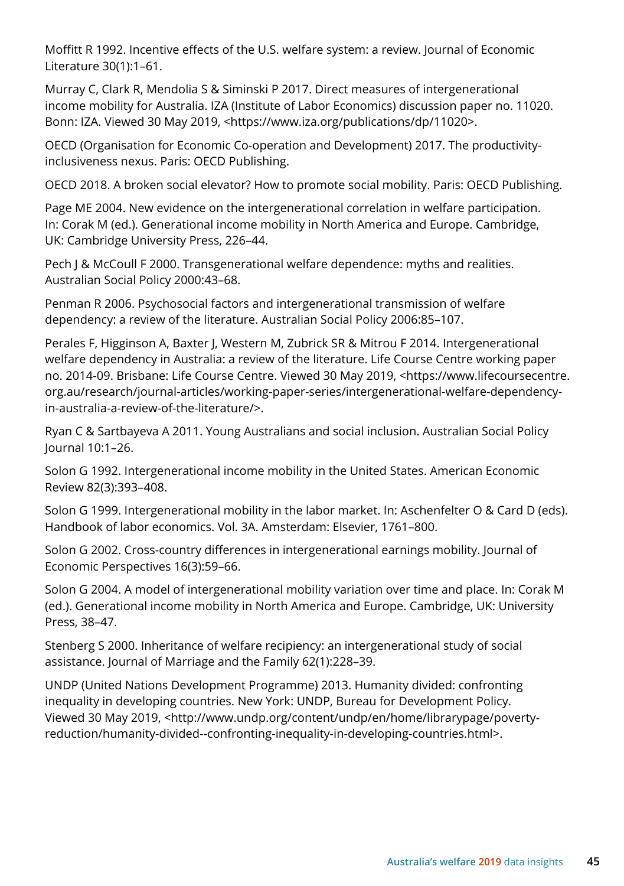Moffitt R 1992. Incentive effects of the U.S. welfare system: a review. Journal of Economic Literature 30(1):1–61.

Murray C, Clark R, Mendolia S & Siminski P 2017. Direct measures of intergenerational income mobility for Australia. IZA (Institute of Labor Economics) discussion paper no. 11020. Bonn: IZA. Viewed 30 May 2019, <https://www.iza.org/publications/dp/11020>.

OECD (Organisation for Economic Co-operation and Development) 2017. The productivity-inclusiveness nexus. Paris: OECD Publishing.

OECD 2018. A broken social elevator? How to promote social mobility. Paris: OECD Publishing.

Page ME 2004. New evidence on the intergenerational correlation in welfare participation. In: Corak M (ed.). Generational income mobility in North America and Europe. Cambridge, UK: Cambridge University Press, 226–44.

Pech J & McCoull F 2000. Transgenerational welfare dependence: myths and realities. Australian Social Policy 2000:43–68.

Penman R 2006. Psychosocial factors and intergenerational transmission of welfare dependency: a review of the literature. Australian Social Policy 2006:85–107.

Perales F, Higginson A, Baxter J, Western M, Zubrick SR & Mitrou F 2014. Intergenerational welfare dependency in Australia: a review of the literature. Life Course Centre working paper no. 2014-09. Brisbane: Life Course Centre. Viewed 30 May 2019, <https://www.lifecoursecentre.org.au/research/journal-articles/working-paper-series/intergenerational-welfare-dependency-in-australia-a-review-of-the-literature/>.

Ryan C & Sartbayeva A 2011. Young Australians and social inclusion. Australian Social Policy Journal 10:1–26.

Solon G 1992. Intergenerational income mobility in the United States. American Economic Review 82(3):393–408.

Solon G 1999. Intergenerational mobility in the labor market. In: Aschenfelter O & Card D (eds). Handbook of labor economics. Vol. 3A. Amsterdam: Elsevier, 1761–800.

Solon G 2002. Cross-country differences in intergenerational earnings mobility. Journal of Economic Perspectives 16(3):59–66.

Solon G 2004. A model of intergenerational mobility variation over time and place. In: Corak M (ed.). Generational income mobility in North America and Europe. Cambridge, UK: University Press, 38–47.

Stenberg S 2000. Inheritance of welfare recipiency: an intergenerational study of social assistance. Journal of Marriage and the Family 62(1):228–39.

UNDP (United Nations Development Programme) 2013. Humanity divided: confronting inequality in developing countries. New York: UNDP, Bureau for Development Policy. Viewed 30 May 2019, <http://www.undp.org/content/undp/en/home/librarypage/poverty-reduction/humanity-divided--confronting-inequality-in-developing-countries.html>.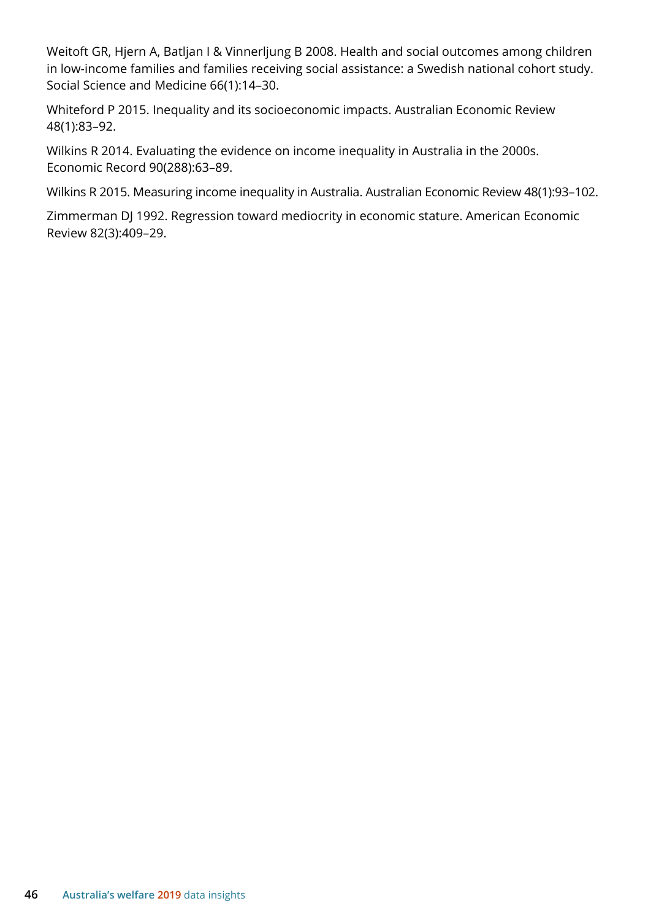Weitoft GR, Hjern A, Batljan I & Vinnerljung B 2008. Health and social outcomes among children in low-income families and families receiving social assistance: a Swedish national cohort study. Social Science and Medicine 66(1):14–30.

Whiteford P 2015. Inequality and its socioeconomic impacts. Australian Economic Review 48(1):83–92.

Wilkins R 2014. Evaluating the evidence on income inequality in Australia in the 2000s. Economic Record 90(288):63–89.

Wilkins R 2015. Measuring income inequality in Australia. Australian Economic Review 48(1):93–102.

Zimmerman DJ 1992. Regression toward mediocrity in economic stature. American Economic Review 82(3):409–29.